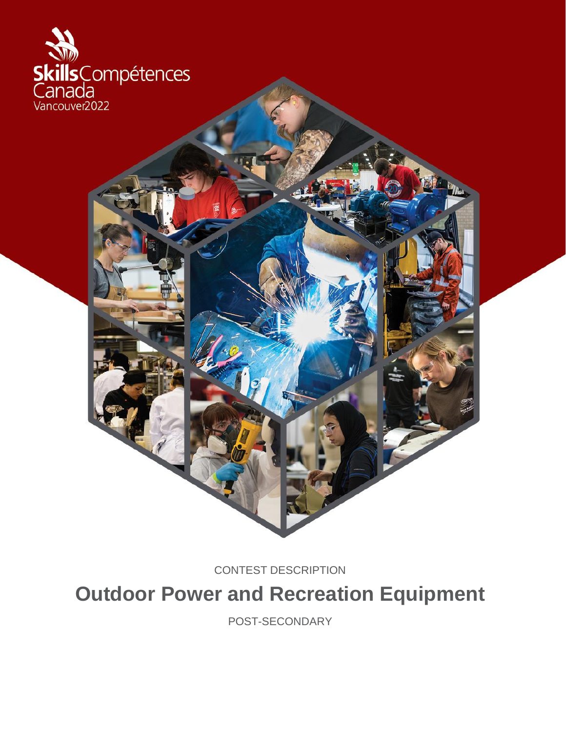Skills Compétences Canada
Vancouver2022

CONTEST DESCRIPTION

# Outdoor Power and Recreation Equipment

POST-SECONDARY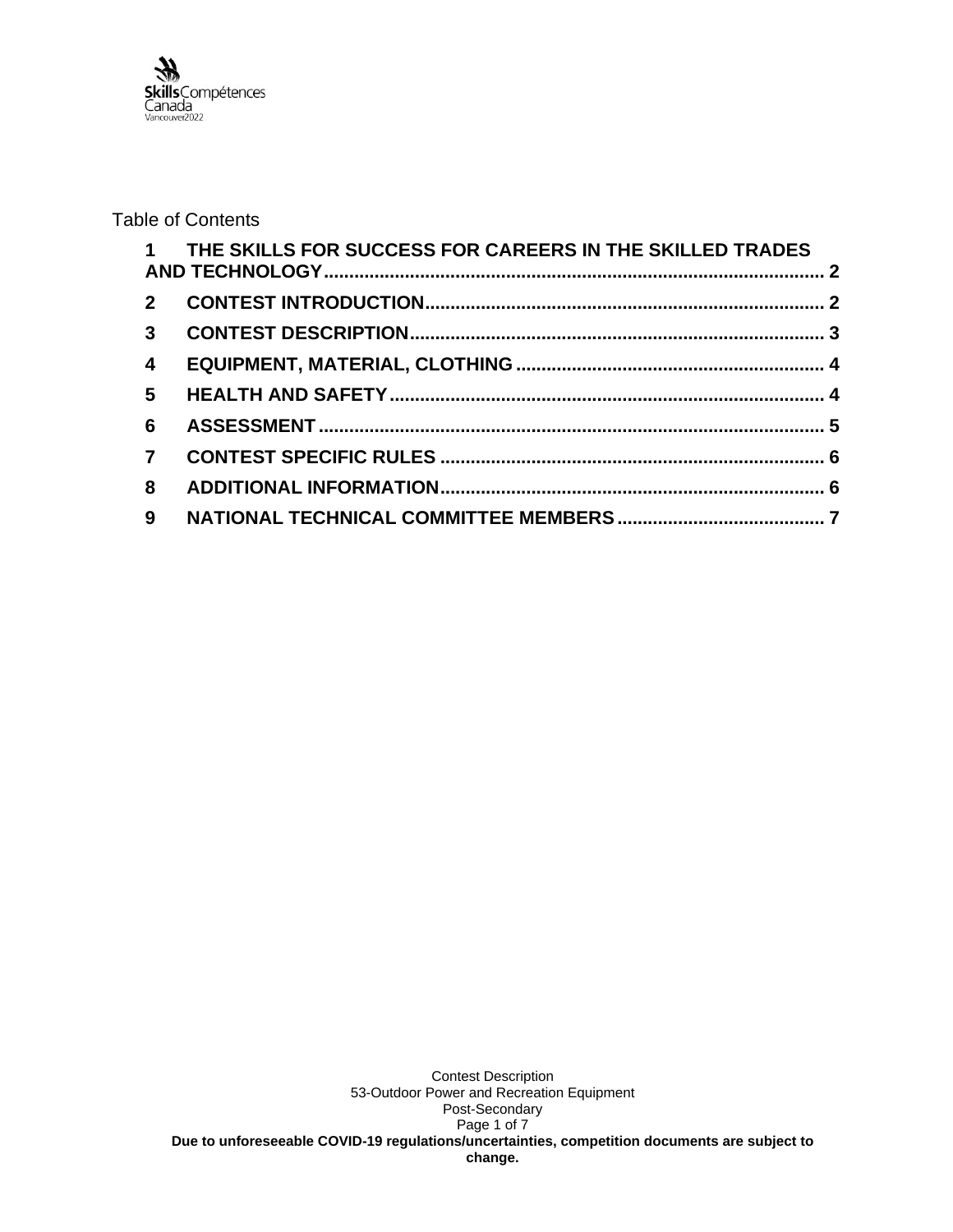Table of Contents

| | | |
|---|---|---|
| 1 | THE SKILLS FOR SUCCESS FOR CAREERS IN THE SKILLED TRADES AND TECHNOLOGY | 2 |
| 2 | CONTEST INTRODUCTION | 2 |
| 3 | CONTEST DESCRIPTION | 3 |
| 4 | EQUIPMENT, MATERIAL, CLOTHING | 4 |
| 5 | HEALTH AND SAFETY | 4 |
| 6 | ASSESSMENT | 5 |
| 7 | CONTEST SPECIFIC RULES | 6 |
| 8 | ADDITIONAL INFORMATION | 6 |
| 9 | NATIONAL TECHNICAL COMMITTEE MEMBERS | 7 |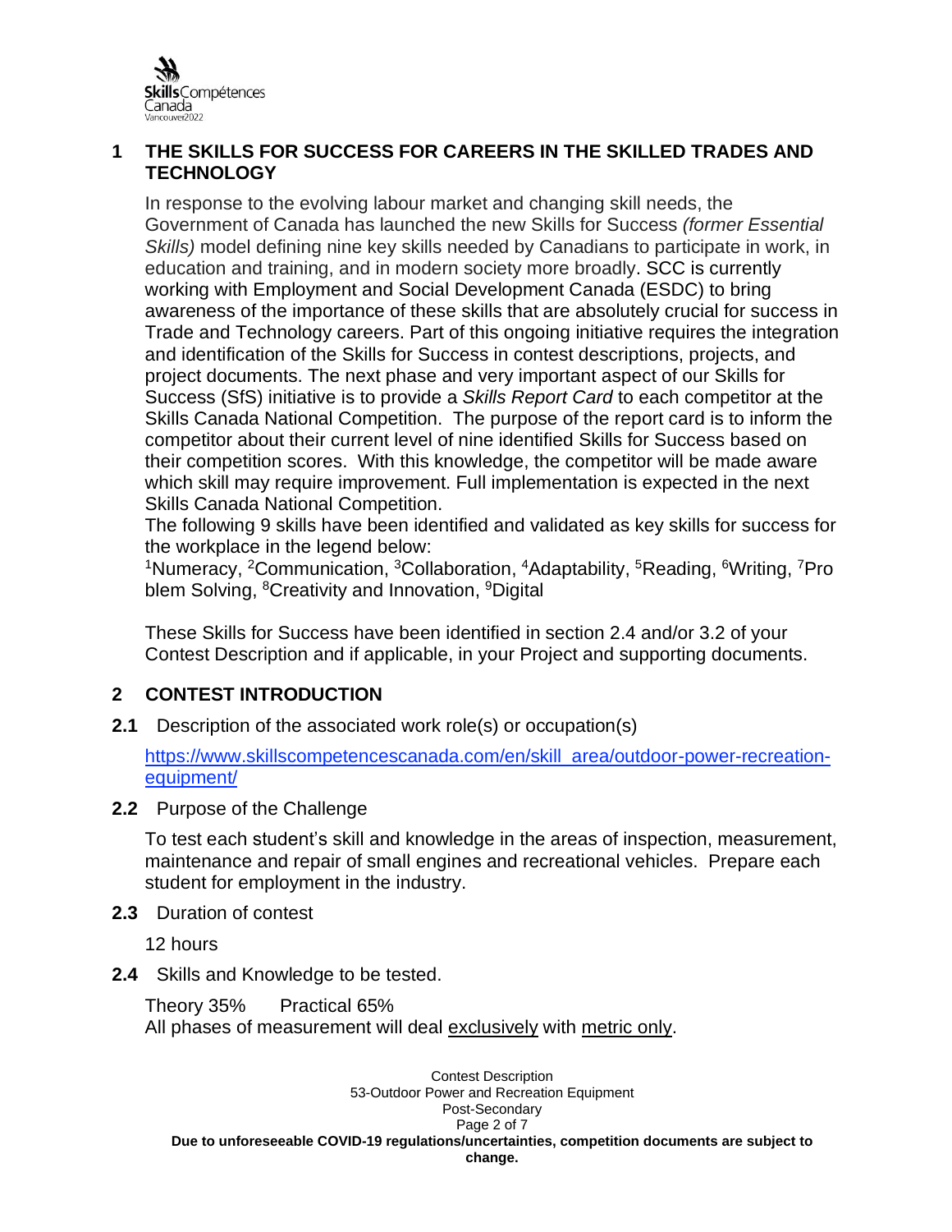## 1 THE SKILLS FOR SUCCESS FOR CAREERS IN THE SKILLED TRADES AND TECHNOLOGY

In response to the evolving labour market and changing skill needs, the Government of Canada has launched the new Skills for Success *(former Essential Skills)* model defining nine key skills needed by Canadians to participate in work, in education and training, and in modern society more broadly. SCC is currently working with Employment and Social Development Canada (ESDC) to bring awareness of the importance of these skills that are absolutely crucial for success in Trade and Technology careers. Part of this ongoing initiative requires the integration and identification of the Skills for Success in contest descriptions, projects, and project documents. The next phase and very important aspect of our Skills for Success (SfS) initiative is to provide a *Skills Report Card* to each competitor at the Skills Canada National Competition. The purpose of the report card is to inform the competitor about their current level of nine identified Skills for Success based on their competition scores. With this knowledge, the competitor will be made aware which skill may require improvement. Full implementation is expected in the next Skills Canada National Competition.

The following 9 skills have been identified and validated as key skills for success for the workplace in the legend below:

[1]Numeracy, [2]Communication, [3]Collaboration, [4]Adaptability, [5]Reading, [6]Writing, [7]Problem Solving, [8]Creativity and Innovation, [9]Digital

These Skills for Success have been identified in section 2.4 and/or 3.2 of your Contest Description and if applicable, in your Project and supporting documents.

## 2 CONTEST INTRODUCTION

**2.1** Description of the associated work role(s) or occupation(s)

https://www.skillscompetencescanada.com/en/skill_area/outdoor-power-recreation-equipment/

**2.2** Purpose of the Challenge

To test each student's skill and knowledge in the areas of inspection, measurement, maintenance and repair of small engines and recreational vehicles. Prepare each student for employment in the industry.

**2.3** Duration of contest

12 hours

**2.4** Skills and Knowledge to be tested.

Theory 35% Practical 65%
All phases of measurement will deal exclusively with metric only.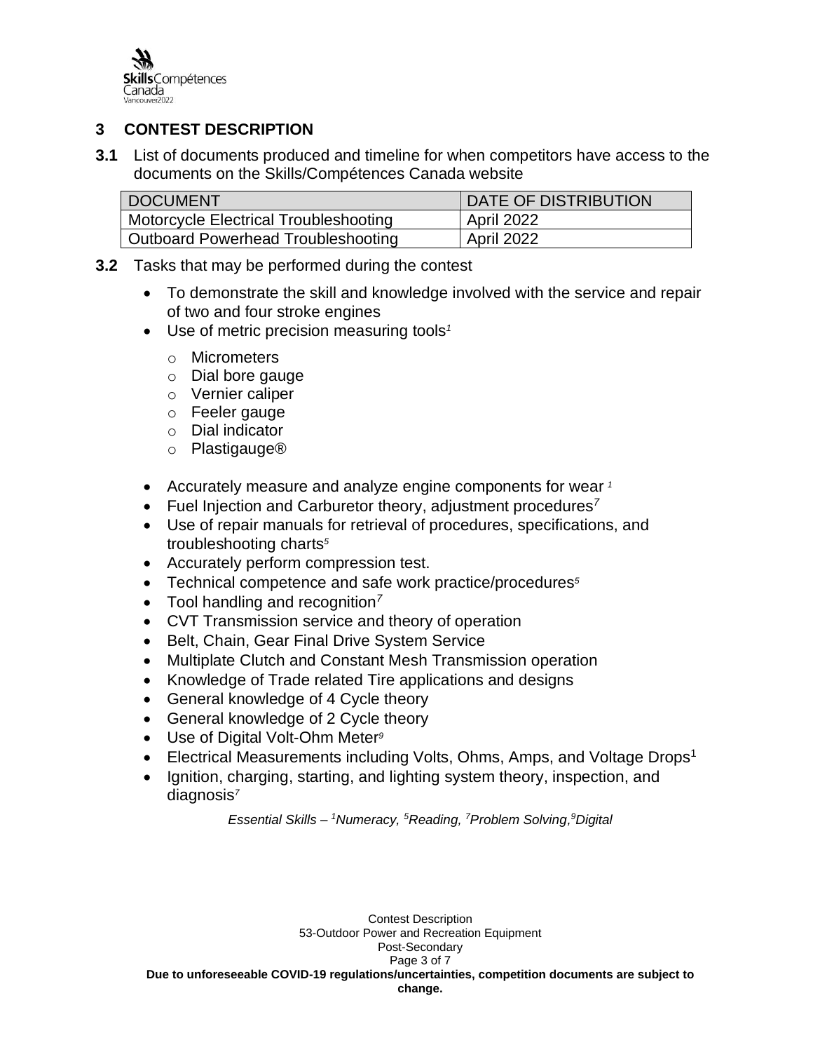## 3 CONTEST DESCRIPTION

**3.1** List of documents produced and timeline for when competitors have access to the documents on the Skills/Compétences Canada website

| DOCUMENT | DATE OF DISTRIBUTION |
|---|---|
| Motorcycle Electrical Troubleshooting | April 2022 |
| Outboard Powerhead Troubleshooting | April 2022 |

**3.2** Tasks that may be performed during the contest

- To demonstrate the skill and knowledge involved with the service and repair of two and four stroke engines
- Use of metric precision measuring tools[1]
  - Micrometers
  - Dial bore gauge
  - Vernier caliper
  - Feeler gauge
  - Dial indicator
  - Plastigauge®
- Accurately measure and analyze engine components for wear [1]
- Fuel Injection and Carburetor theory, adjustment procedures[7]
- Use of repair manuals for retrieval of procedures, specifications, and troubleshooting charts[5]
- Accurately perform compression test.
- Technical competence and safe work practice/procedures[5]
- Tool handling and recognition[7]
- CVT Transmission service and theory of operation
- Belt, Chain, Gear Final Drive System Service
- Multiplate Clutch and Constant Mesh Transmission operation
- Knowledge of Trade related Tire applications and designs
- General knowledge of 4 Cycle theory
- General knowledge of 2 Cycle theory
- Use of Digital Volt-Ohm Meter[9]
- Electrical Measurements including Volts, Ohms, Amps, and Voltage Drops[1]
- Ignition, charging, starting, and lighting system theory, inspection, and diagnosis[7]

*Essential Skills – [1]Numeracy, [5]Reading, [7]Problem Solving, [9]Digital*

**Due to unforeseeable COVID-19 regulations/uncertainties, competition documents are subject to change.**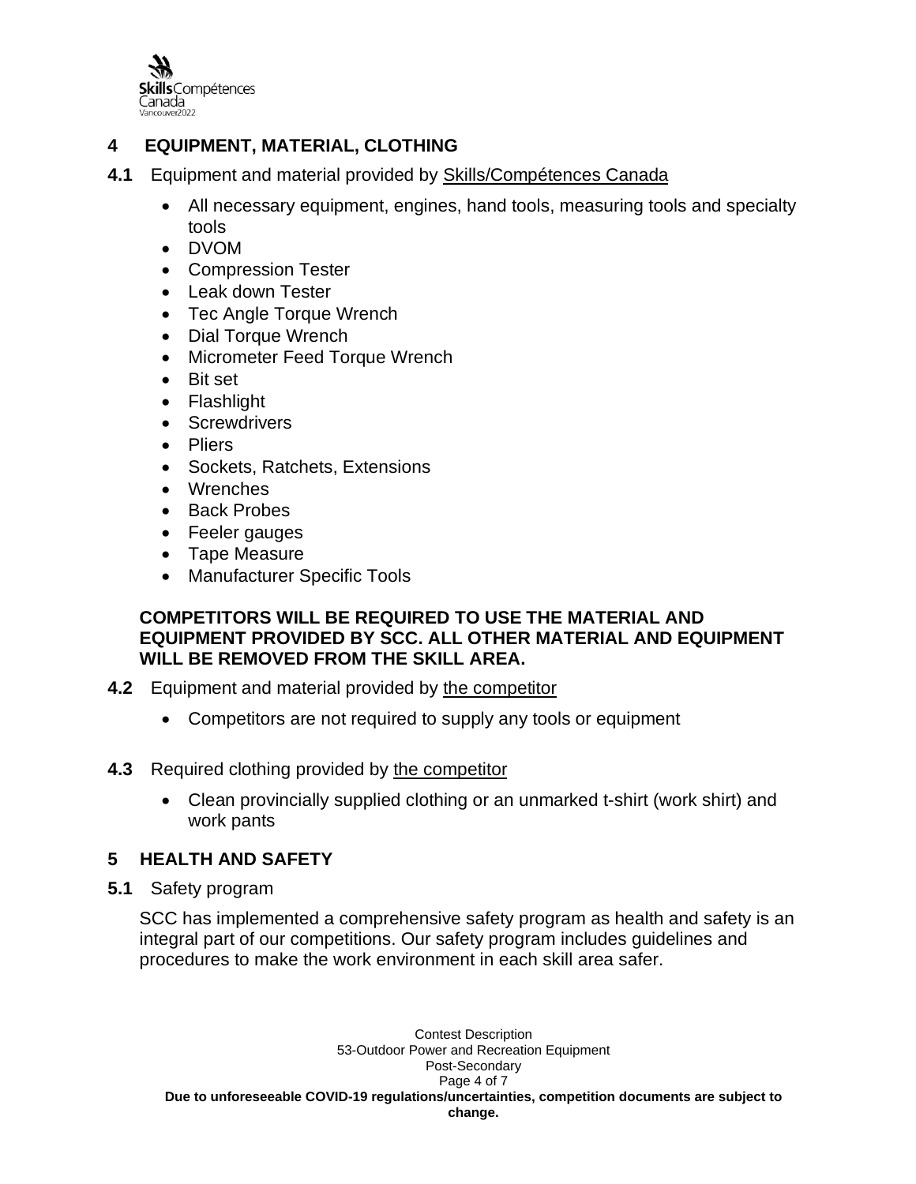## 4 EQUIPMENT, MATERIAL, CLOTHING

**4.1** Equipment and material provided by Skills/Compétences Canada

- All necessary equipment, engines, hand tools, measuring tools and specialty tools
- DVOM
- Compression Tester
- Leak down Tester
- Tec Angle Torque Wrench
- Dial Torque Wrench
- Micrometer Feed Torque Wrench
- Bit set
- Flashlight
- Screwdrivers
- Pliers
- Sockets, Ratchets, Extensions
- Wrenches
- Back Probes
- Feeler gauges
- Tape Measure
- Manufacturer Specific Tools

**COMPETITORS WILL BE REQUIRED TO USE THE MATERIAL AND EQUIPMENT PROVIDED BY SCC. ALL OTHER MATERIAL AND EQUIPMENT WILL BE REMOVED FROM THE SKILL AREA.**

**4.2** Equipment and material provided by the competitor

- Competitors are not required to supply any tools or equipment

**4.3** Required clothing provided by the competitor

- Clean provincially supplied clothing or an unmarked t-shirt (work shirt) and work pants

## 5 HEALTH AND SAFETY

**5.1** Safety program

SCC has implemented a comprehensive safety program as health and safety is an integral part of our competitions. Our safety program includes guidelines and procedures to make the work environment in each skill area safer.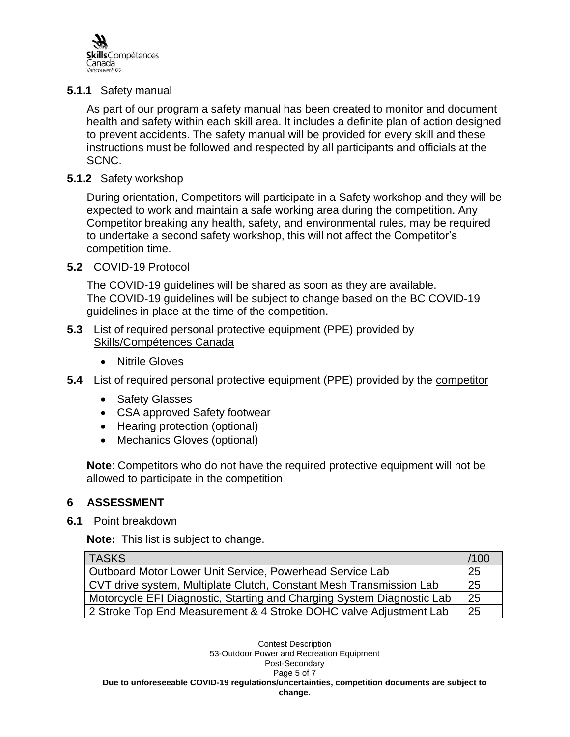**5.1.1** Safety manual

As part of our program a safety manual has been created to monitor and document health and safety within each skill area. It includes a definite plan of action designed to prevent accidents. The safety manual will be provided for every skill and these instructions must be followed and respected by all participants and officials at the SCNC.

**5.1.2** Safety workshop

During orientation, Competitors will participate in a Safety workshop and they will be expected to work and maintain a safe working area during the competition. Any Competitor breaking any health, safety, and environmental rules, may be required to undertake a second safety workshop, this will not affect the Competitor's competition time.

**5.2** COVID-19 Protocol

The COVID-19 guidelines will be shared as soon as they are available.
The COVID-19 guidelines will be subject to change based on the BC COVID-19 guidelines in place at the time of the competition.

**5.3** List of required personal protective equipment (PPE) provided by Skills/Compétences Canada

- Nitrile Gloves

**5.4** List of required personal protective equipment (PPE) provided by the competitor

- Safety Glasses
- CSA approved Safety footwear
- Hearing protection (optional)
- Mechanics Gloves (optional)

**Note**: Competitors who do not have the required protective equipment will not be allowed to participate in the competition

## 6 ASSESSMENT

**6.1** Point breakdown

**Note:** This list is subject to change.

| TASKS | /100 |
|---|---|
| Outboard Motor Lower Unit Service, Powerhead Service Lab | 25 |
| CVT drive system, Multiplate Clutch, Constant Mesh Transmission Lab | 25 |
| Motorcycle EFI Diagnostic, Starting and Charging System Diagnostic Lab | 25 |
| 2 Stroke Top End Measurement & 4 Stroke DOHC valve Adjustment Lab | 25 |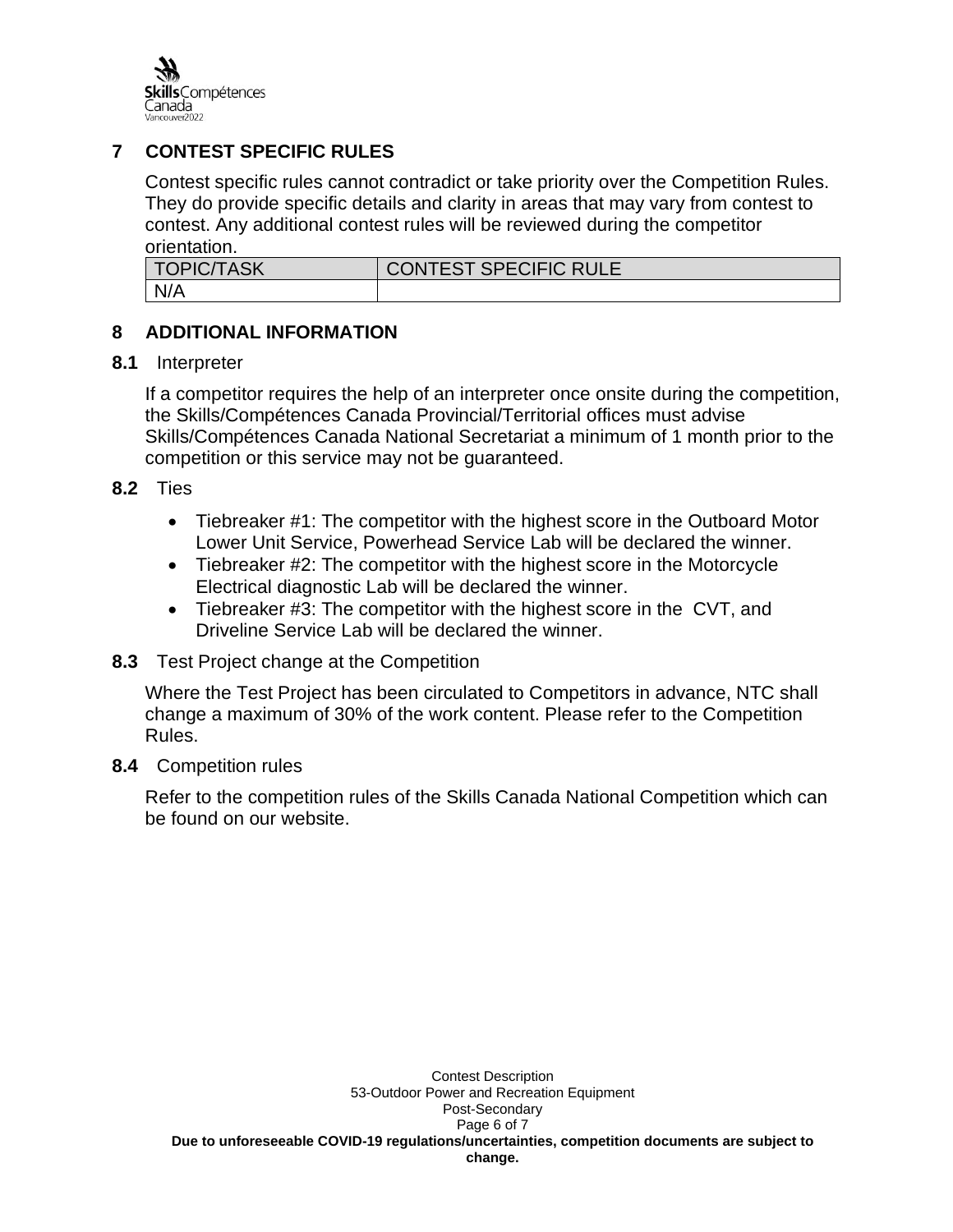## 7 CONTEST SPECIFIC RULES

Contest specific rules cannot contradict or take priority over the Competition Rules. They do provide specific details and clarity in areas that may vary from contest to contest. Any additional contest rules will be reviewed during the competitor orientation.

| TOPIC/TASK | CONTEST SPECIFIC RULE |
| --- | --- |
| N/A | |

## 8 ADDITIONAL INFORMATION

### 8.1 Interpreter

If a competitor requires the help of an interpreter once onsite during the competition, the Skills/Compétences Canada Provincial/Territorial offices must advise Skills/Compétences Canada National Secretariat a minimum of 1 month prior to the competition or this service may not be guaranteed.

### 8.2 Ties

- Tiebreaker #1: The competitor with the highest score in the Outboard Motor Lower Unit Service, Powerhead Service Lab will be declared the winner.
- Tiebreaker #2: The competitor with the highest score in the Motorcycle Electrical diagnostic Lab will be declared the winner.
- Tiebreaker #3: The competitor with the highest score in the CVT, and Driveline Service Lab will be declared the winner.

### 8.3 Test Project change at the Competition

Where the Test Project has been circulated to Competitors in advance, NTC shall change a maximum of 30% of the work content. Please refer to the Competition Rules.

### 8.4 Competition rules

Refer to the competition rules of the Skills Canada National Competition which can be found on our website.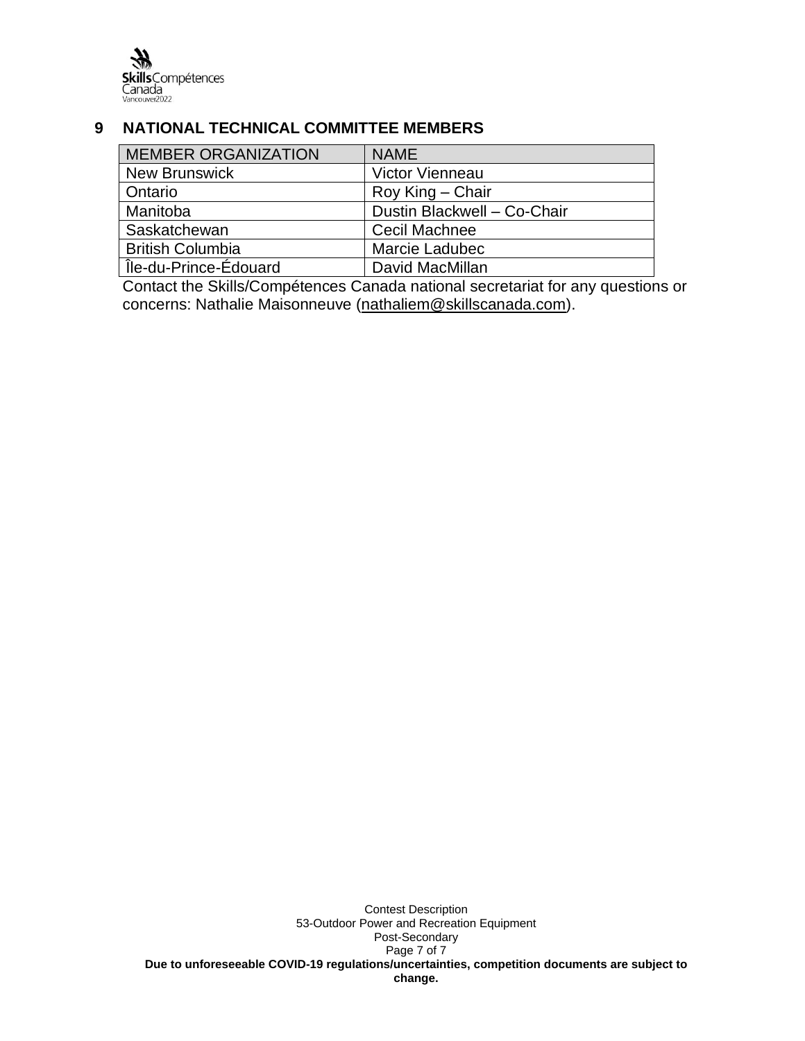## 9 NATIONAL TECHNICAL COMMITTEE MEMBERS

| MEMBER ORGANIZATION | NAME |
|---|---|
| New Brunswick | Victor Vienneau |
| Ontario | Roy King – Chair |
| Manitoba | Dustin Blackwell – Co-Chair |
| Saskatchewan | Cecil Machnee |
| British Columbia | Marcie Ladubec |
| Île-du-Prince-Édouard | David MacMillan |

Contact the Skills/Compétences Canada national secretariat for any questions or concerns: Nathalie Maisonneuve (nathaliem@skillscanada.com).